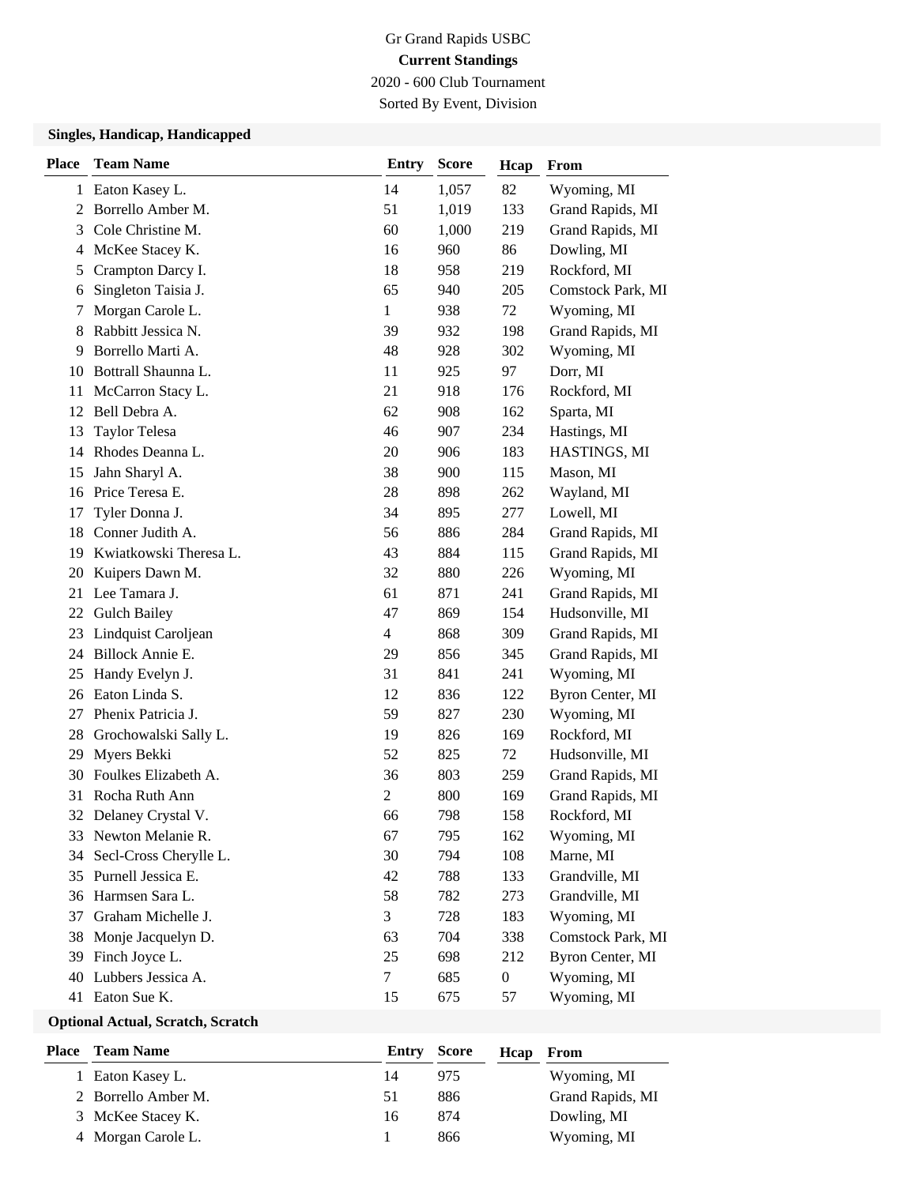Gr Grand Rapids USBC

**Current Standings**

2020 - 600 Club Tournament

Sorted By Event, Division

### Singles, Handicap, Handicapped

| Place | Team Name | Entry | Score | Hcap | From |
|---|---|---|---|---|---|
| 1 | Eaton Kasey L. | 14 | 1,057 | 82 | Wyoming, MI |
| 2 | Borrello Amber M. | 51 | 1,019 | 133 | Grand Rapids, MI |
| 3 | Cole Christine M. | 60 | 1,000 | 219 | Grand Rapids, MI |
| 4 | McKee Stacey K. | 16 | 960 | 86 | Dowling, MI |
| 5 | Crampton Darcy I. | 18 | 958 | 219 | Rockford, MI |
| 6 | Singleton Taisia J. | 65 | 940 | 205 | Comstock Park, MI |
| 7 | Morgan Carole L. | 1 | 938 | 72 | Wyoming, MI |
| 8 | Rabbitt Jessica N. | 39 | 932 | 198 | Grand Rapids, MI |
| 9 | Borrello Marti A. | 48 | 928 | 302 | Wyoming, MI |
| 10 | Bottrall Shaunna L. | 11 | 925 | 97 | Dorr, MI |
| 11 | McCarron Stacy L. | 21 | 918 | 176 | Rockford, MI |
| 12 | Bell Debra A. | 62 | 908 | 162 | Sparta, MI |
| 13 | Taylor Telesa | 46 | 907 | 234 | Hastings, MI |
| 14 | Rhodes Deanna L. | 20 | 906 | 183 | HASTINGS, MI |
| 15 | Jahn Sharyl A. | 38 | 900 | 115 | Mason, MI |
| 16 | Price Teresa E. | 28 | 898 | 262 | Wayland, MI |
| 17 | Tyler Donna J. | 34 | 895 | 277 | Lowell, MI |
| 18 | Conner Judith A. | 56 | 886 | 284 | Grand Rapids, MI |
| 19 | Kwiatkowski Theresa L. | 43 | 884 | 115 | Grand Rapids, MI |
| 20 | Kuipers Dawn M. | 32 | 880 | 226 | Wyoming, MI |
| 21 | Lee Tamara J. | 61 | 871 | 241 | Grand Rapids, MI |
| 22 | Gulch Bailey | 47 | 869 | 154 | Hudsonville, MI |
| 23 | Lindquist Caroljean | 4 | 868 | 309 | Grand Rapids, MI |
| 24 | Billock Annie E. | 29 | 856 | 345 | Grand Rapids, MI |
| 25 | Handy Evelyn J. | 31 | 841 | 241 | Wyoming, MI |
| 26 | Eaton Linda S. | 12 | 836 | 122 | Byron Center, MI |
| 27 | Phenix Patricia J. | 59 | 827 | 230 | Wyoming, MI |
| 28 | Grochowalski Sally L. | 19 | 826 | 169 | Rockford, MI |
| 29 | Myers Bekki | 52 | 825 | 72 | Hudsonville, MI |
| 30 | Foulkes Elizabeth A. | 36 | 803 | 259 | Grand Rapids, MI |
| 31 | Rocha Ruth Ann | 2 | 800 | 169 | Grand Rapids, MI |
| 32 | Delaney Crystal V. | 66 | 798 | 158 | Rockford, MI |
| 33 | Newton Melanie R. | 67 | 795 | 162 | Wyoming, MI |
| 34 | Secl-Cross Cherylle L. | 30 | 794 | 108 | Marne, MI |
| 35 | Purnell Jessica E. | 42 | 788 | 133 | Grandville, MI |
| 36 | Harmsen Sara L. | 58 | 782 | 273 | Grandville, MI |
| 37 | Graham Michelle J. | 3 | 728 | 183 | Wyoming, MI |
| 38 | Monje Jacquelyn D. | 63 | 704 | 338 | Comstock Park, MI |
| 39 | Finch Joyce L. | 25 | 698 | 212 | Byron Center, MI |
| 40 | Lubbers Jessica A. | 7 | 685 | 0 | Wyoming, MI |
| 41 | Eaton Sue K. | 15 | 675 | 57 | Wyoming, MI |

### Optional Actual, Scratch, Scratch

| Place | Team Name | Entry | Score | Hcap | From |
|---|---|---|---|---|---|
| 1 | Eaton Kasey L. | 14 | 975 | | Wyoming, MI |
| 2 | Borrello Amber M. | 51 | 886 | | Grand Rapids, MI |
| 3 | McKee Stacey K. | 16 | 874 | | Dowling, MI |
| 4 | Morgan Carole L. | 1 | 866 | | Wyoming, MI |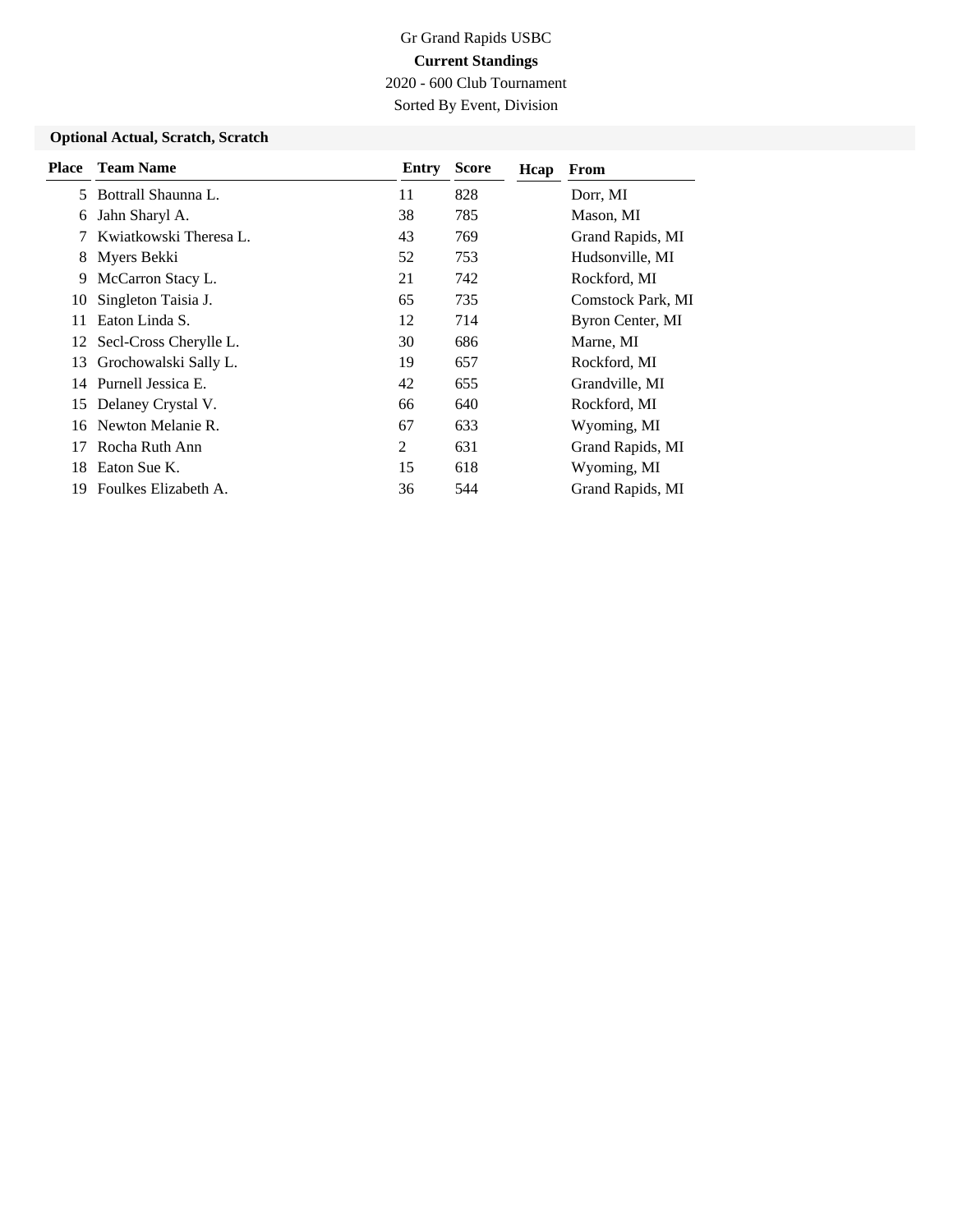Gr Grand Rapids USBC

**Current Standings**

2020 - 600 Club Tournament

Sorted By Event, Division

### Optional Actual, Scratch, Scratch

| Place | Team Name | Entry | Score | Hcap | From |
|---|---|---|---|---|---|
| 5 | Bottrall Shaunna L. | 11 | 828 | | Dorr, MI |
| 6 | Jahn Sharyl A. | 38 | 785 | | Mason, MI |
| 7 | Kwiatkowski Theresa L. | 43 | 769 | | Grand Rapids, MI |
| 8 | Myers Bekki | 52 | 753 | | Hudsonville, MI |
| 9 | McCarron Stacy L. | 21 | 742 | | Rockford, MI |
| 10 | Singleton Taisia J. | 65 | 735 | | Comstock Park, MI |
| 11 | Eaton Linda S. | 12 | 714 | | Byron Center, MI |
| 12 | Secl-Cross Cherylle L. | 30 | 686 | | Marne, MI |
| 13 | Grochowalski Sally L. | 19 | 657 | | Rockford, MI |
| 14 | Purnell Jessica E. | 42 | 655 | | Grandville, MI |
| 15 | Delaney Crystal V. | 66 | 640 | | Rockford, MI |
| 16 | Newton Melanie R. | 67 | 633 | | Wyoming, MI |
| 17 | Rocha Ruth Ann | 2 | 631 | | Grand Rapids, MI |
| 18 | Eaton Sue K. | 15 | 618 | | Wyoming, MI |
| 19 | Foulkes Elizabeth A. | 36 | 544 | | Grand Rapids, MI |